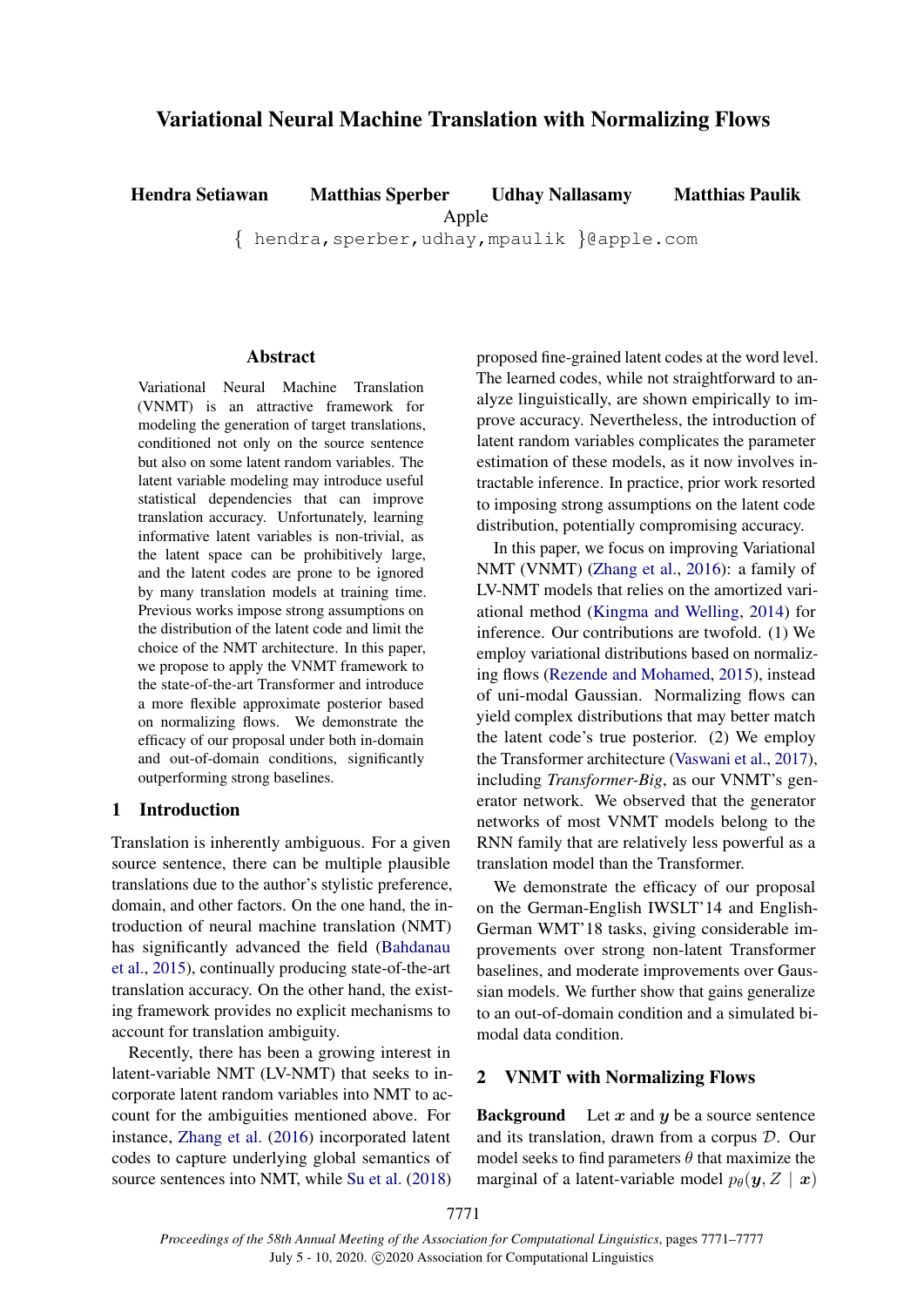# Variational Neural Machine Translation with Normalizing Flows

**Hendra Setiawan** **Matthias Sperber** **Udhay Nallasamy** **Matthias Paulik**

Apple

{ hendra,sperber,udhay,mpaulik }@apple.com

## Abstract

Variational Neural Machine Translation (VNMT) is an attractive framework for modeling the generation of target translations, conditioned not only on the source sentence but also on some latent random variables. The latent variable modeling may introduce useful statistical dependencies that can improve translation accuracy. Unfortunately, learning informative latent variables is non-trivial, as the latent space can be prohibitively large, and the latent codes are prone to be ignored by many translation models at training time. Previous works impose strong assumptions on the distribution of the latent code and limit the choice of the NMT architecture. In this paper, we propose to apply the VNMT framework to the state-of-the-art Transformer and introduce a more flexible approximate posterior based on normalizing flows. We demonstrate the efficacy of our proposal under both in-domain and out-of-domain conditions, significantly outperforming strong baselines.

## 1 Introduction

Translation is inherently ambiguous. For a given source sentence, there can be multiple plausible translations due to the author's stylistic preference, domain, and other factors. On the one hand, the introduction of neural machine translation (NMT) has significantly advanced the field (Bahdanau et al., 2015), continually producing state-of-the-art translation accuracy. On the other hand, the existing framework provides no explicit mechanisms to account for translation ambiguity.

Recently, there has been a growing interest in latent-variable NMT (LV-NMT) that seeks to incorporate latent random variables into NMT to account for the ambiguities mentioned above. For instance, Zhang et al. (2016) incorporated latent codes to capture underlying global semantics of source sentences into NMT, while Su et al. (2018) proposed fine-grained latent codes at the word level. The learned codes, while not straightforward to analyze linguistically, are shown empirically to improve accuracy. Nevertheless, the introduction of latent random variables complicates the parameter estimation of these models, as it now involves intractable inference. In practice, prior work resorted to imposing strong assumptions on the latent code distribution, potentially compromising accuracy.

In this paper, we focus on improving Variational NMT (VNMT) (Zhang et al., 2016): a family of LV-NMT models that relies on the amortized variational method (Kingma and Welling, 2014) for inference. Our contributions are twofold. (1) We employ variational distributions based on normalizing flows (Rezende and Mohamed, 2015), instead of uni-modal Gaussian. Normalizing flows can yield complex distributions that may better match the latent code's true posterior. (2) We employ the Transformer architecture (Vaswani et al., 2017), including *Transformer-Big*, as our VNMT's generator network. We observed that the generator networks of most VNMT models belong to the RNN family that are relatively less powerful as a translation model than the Transformer.

We demonstrate the efficacy of our proposal on the German-English IWSLT'14 and English-German WMT'18 tasks, giving considerable improvements over strong non-latent Transformer baselines, and moderate improvements over Gaussian models. We further show that gains generalize to an out-of-domain condition and a simulated bimodal data condition.

## 2 VNMT with Normalizing Flows

**Background** Let $\boldsymbol{x}$ and $\boldsymbol{y}$ be a source sentence and its translation, drawn from a corpus $\mathcal{D}$. Our model seeks to find parameters $\theta$ that maximize the marginal of a latent-variable model $p_\theta(\boldsymbol{y}, Z \mid \boldsymbol{x})$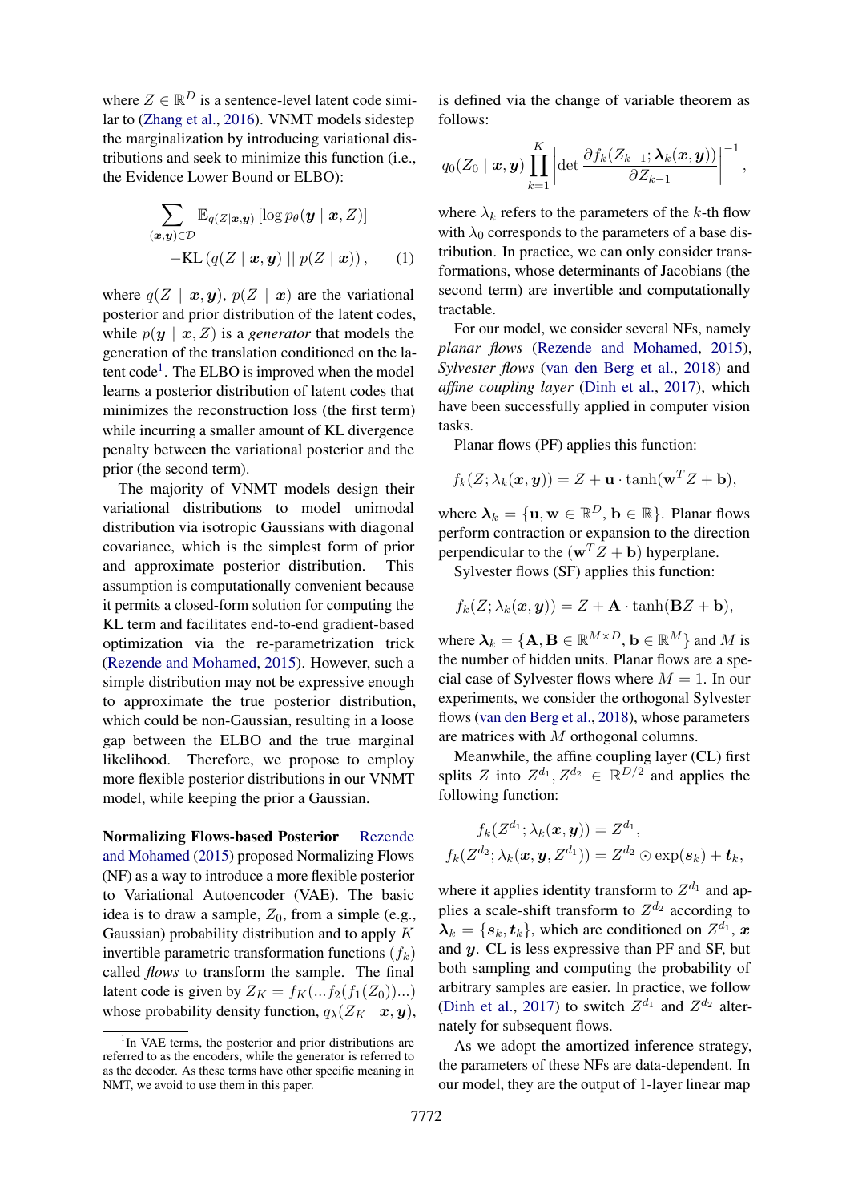where $Z \in \mathbb{R}^D$ is a sentence-level latent code similar to (Zhang et al., 2016). VNMT models sidestep the marginalization by introducing variational distributions and seek to minimize this function (i.e., the Evidence Lower Bound or ELBO):

$$\sum_{(\boldsymbol{x},\boldsymbol{y})\in\mathcal{D}} \mathbb{E}_{q(Z|\boldsymbol{x},\boldsymbol{y})} \left[\log p_\theta(\boldsymbol{y} \mid \boldsymbol{x}, Z)\right] \\ -\mathrm{KL}\left(q(Z \mid \boldsymbol{x}, \boldsymbol{y}) \,||\, p(Z \mid \boldsymbol{x})\right), \qquad (1)$$

where $q(Z \mid \boldsymbol{x}, \boldsymbol{y})$, $p(Z \mid \boldsymbol{x})$ are the variational posterior and prior distribution of the latent codes, while $p(\boldsymbol{y} \mid \boldsymbol{x}, Z)$ is a *generator* that models the generation of the translation conditioned on the latent code[1]. The ELBO is improved when the model learns a posterior distribution of latent codes that minimizes the reconstruction loss (the first term) while incurring a smaller amount of KL divergence penalty between the variational posterior and the prior (the second term).

The majority of VNMT models design their variational distributions to model unimodal distribution via isotropic Gaussians with diagonal covariance, which is the simplest form of prior and approximate posterior distribution. This assumption is computationally convenient because it permits a closed-form solution for computing the KL term and facilitates end-to-end gradient-based optimization via the re-parametrization trick (Rezende and Mohamed, 2015). However, such a simple distribution may not be expressive enough to approximate the true posterior distribution, which could be non-Gaussian, resulting in a loose gap between the ELBO and the true marginal likelihood. Therefore, we propose to employ more flexible posterior distributions in our VNMT model, while keeping the prior a Gaussian.

**Normalizing Flows-based Posterior** Rezende and Mohamed (2015) proposed Normalizing Flows (NF) as a way to introduce a more flexible posterior to Variational Autoencoder (VAE). The basic idea is to draw a sample, $Z_0$, from a simple (e.g., Gaussian) probability distribution and to apply $K$ invertible parametric transformation functions ($f_k$) called *flows* to transform the sample. The final latent code is given by $Z_K = f_K(...f_2(f_1(Z_0))...)$ whose probability density function, $q_\lambda(Z_K \mid \boldsymbol{x}, \boldsymbol{y})$, is defined via the change of variable theorem as follows:

$$q_0(Z_0 \mid \boldsymbol{x}, \boldsymbol{y}) \prod_{k=1}^{K} \left| \det \frac{\partial f_k(Z_{k-1}; \boldsymbol{\lambda}_k(\boldsymbol{x}, \boldsymbol{y}))}{\partial Z_{k-1}} \right|^{-1},$$

where $\lambda_k$ refers to the parameters of the $k$-th flow with $\lambda_0$ corresponds to the parameters of a base distribution. In practice, we can only consider transformations, whose determinants of Jacobians (the second term) are invertible and computationally tractable.

For our model, we consider several NFs, namely *planar flows* (Rezende and Mohamed, 2015), *Sylvester flows* (van den Berg et al., 2018) and *affine coupling layer* (Dinh et al., 2017), which have been successfully applied in computer vision tasks.

Planar flows (PF) applies this function:

$$f_k(Z; \lambda_k(\boldsymbol{x}, \boldsymbol{y})) = Z + \mathbf{u} \cdot \tanh(\mathbf{w}^T Z + \mathbf{b}),$$

where $\boldsymbol{\lambda}_k = \{\mathbf{u}, \mathbf{w} \in \mathbb{R}^D, \mathbf{b} \in \mathbb{R}\}$. Planar flows perform contraction or expansion to the direction perpendicular to the $(\mathbf{w}^T Z + \mathbf{b})$ hyperplane.

Sylvester flows (SF) applies this function:

$$f_k(Z; \lambda_k(\boldsymbol{x}, \boldsymbol{y})) = Z + \mathbf{A} \cdot \tanh(\mathbf{B} Z + \mathbf{b}),$$

where $\boldsymbol{\lambda}_k = \{\mathbf{A}, \mathbf{B} \in \mathbb{R}^{M \times D}, \mathbf{b} \in \mathbb{R}^M\}$ and $M$ is the number of hidden units. Planar flows are a special case of Sylvester flows where $M = 1$. In our experiments, we consider the orthogonal Sylvester flows (van den Berg et al., 2018), whose parameters are matrices with $M$ orthogonal columns.

Meanwhile, the affine coupling layer (CL) first splits $Z$ into $Z^{d_1}, Z^{d_2} \in \mathbb{R}^{D/2}$ and applies the following function:

$$f_k(Z^{d_1}; \lambda_k(\boldsymbol{x}, \boldsymbol{y})) = Z^{d_1},$$
$$f_k(Z^{d_2}; \lambda_k(\boldsymbol{x}, \boldsymbol{y}, Z^{d_1})) = Z^{d_2} \odot \exp(\boldsymbol{s}_k) + \boldsymbol{t}_k,$$

where it applies identity transform to $Z^{d_1}$ and applies a scale-shift transform to $Z^{d_2}$ according to $\boldsymbol{\lambda}_k = \{\boldsymbol{s}_k, \boldsymbol{t}_k\}$, which are conditioned on $Z^{d_1}$, $\boldsymbol{x}$ and $\boldsymbol{y}$. CL is less expressive than PF and SF, but both sampling and computing the probability of arbitrary samples are easier. In practice, we follow (Dinh et al., 2017) to switch $Z^{d_1}$ and $Z^{d_2}$ alternately for subsequent flows.

As we adopt the amortized inference strategy, the parameters of these NFs are data-dependent. In our model, they are the output of 1-layer linear map

[1] In VAE terms, the posterior and prior distributions are referred to as the encoders, while the generator is referred to as the decoder. As these terms have other specific meaning in NMT, we avoid to use them in this paper.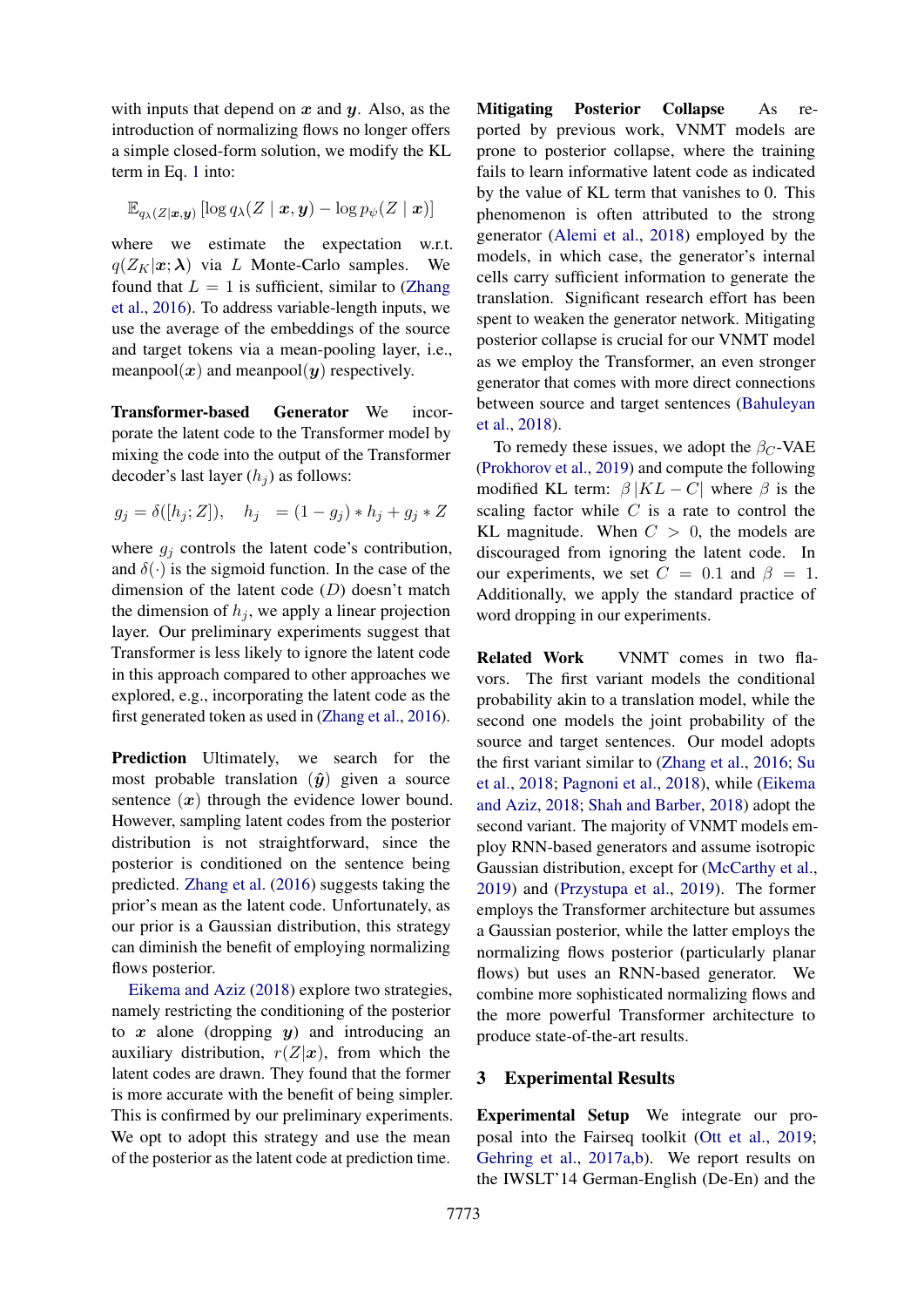with inputs that depend on $\boldsymbol{x}$ and $\boldsymbol{y}$. Also, as the introduction of normalizing flows no longer offers a simple closed-form solution, we modify the KL term in Eq. 1 into:

$$\mathbb{E}_{q_\lambda(Z|\boldsymbol{x},\boldsymbol{y})}\left[\log q_\lambda(Z \mid \boldsymbol{x},\boldsymbol{y}) - \log p_\psi(Z \mid \boldsymbol{x})\right]$$

where we estimate the expectation w.r.t. $q(Z_K|\boldsymbol{x};\boldsymbol{\lambda})$ via $L$ Monte-Carlo samples. We found that $L = 1$ is sufficient, similar to (Zhang et al., 2016). To address variable-length inputs, we use the average of the embeddings of the source and target tokens via a mean-pooling layer, i.e., meanpool($\boldsymbol{x}$) and meanpool($\boldsymbol{y}$) respectively.

**Transformer-based Generator** We incorporate the latent code to the Transformer model by mixing the code into the output of the Transformer decoder's last layer ($h_j$) as follows:

$$g_j = \delta([h_j; Z]), \quad h_j \;\; = (1 - g_j) * h_j + g_j * Z$$

where $g_j$ controls the latent code's contribution, and $\delta(\cdot)$ is the sigmoid function. In the case of the dimension of the latent code ($D$) doesn't match the dimension of $h_j$, we apply a linear projection layer. Our preliminary experiments suggest that Transformer is less likely to ignore the latent code in this approach compared to other approaches we explored, e.g., incorporating the latent code as the first generated token as used in (Zhang et al., 2016).

**Prediction** Ultimately, we search for the most probable translation ($\hat{\boldsymbol{y}}$) given a source sentence ($\boldsymbol{x}$) through the evidence lower bound. However, sampling latent codes from the posterior distribution is not straightforward, since the posterior is conditioned on the sentence being predicted. Zhang et al. (2016) suggests taking the prior's mean as the latent code. Unfortunately, as our prior is a Gaussian distribution, this strategy can diminish the benefit of employing normalizing flows posterior.

Eikema and Aziz (2018) explore two strategies, namely restricting the conditioning of the posterior to $\boldsymbol{x}$ alone (dropping $\boldsymbol{y}$) and introducing an auxiliary distribution, $r(Z|\boldsymbol{x})$, from which the latent codes are drawn. They found that the former is more accurate with the benefit of being simpler. This is confirmed by our preliminary experiments. We opt to adopt this strategy and use the mean of the posterior as the latent code at prediction time.

**Mitigating Posterior Collapse** As reported by previous work, VNMT models are prone to posterior collapse, where the training fails to learn informative latent code as indicated by the value of KL term that vanishes to 0. This phenomenon is often attributed to the strong generator (Alemi et al., 2018) employed by the models, in which case, the generator's internal cells carry sufficient information to generate the translation. Significant research effort has been spent to weaken the generator network. Mitigating posterior collapse is crucial for our VNMT model as we employ the Transformer, an even stronger generator that comes with more direct connections between source and target sentences (Bahuleyan et al., 2018).

To remedy these issues, we adopt the $\beta_C$-VAE (Prokhorov et al., 2019) and compute the following modified KL term: $\beta\,|KL - C|$ where $\beta$ is the scaling factor while $C$ is a rate to control the KL magnitude. When $C > 0$, the models are discouraged from ignoring the latent code. In our experiments, we set $C = 0.1$ and $\beta = 1$. Additionally, we apply the standard practice of word dropping in our experiments.

**Related Work** VNMT comes in two flavors. The first variant models the conditional probability akin to a translation model, while the second one models the joint probability of the source and target sentences. Our model adopts the first variant similar to (Zhang et al., 2016; Su et al., 2018; Pagnoni et al., 2018), while (Eikema and Aziz, 2018; Shah and Barber, 2018) adopt the second variant. The majority of VNMT models employ RNN-based generators and assume isotropic Gaussian distribution, except for (McCarthy et al., 2019) and (Przystupa et al., 2019). The former employs the Transformer architecture but assumes a Gaussian posterior, while the latter employs the normalizing flows posterior (particularly planar flows) but uses an RNN-based generator. We combine more sophisticated normalizing flows and the more powerful Transformer architecture to produce state-of-the-art results.

## 3 Experimental Results

**Experimental Setup** We integrate our proposal into the Fairseq toolkit (Ott et al., 2019; Gehring et al., 2017a,b). We report results on the IWSLT'14 German-English (De-En) and the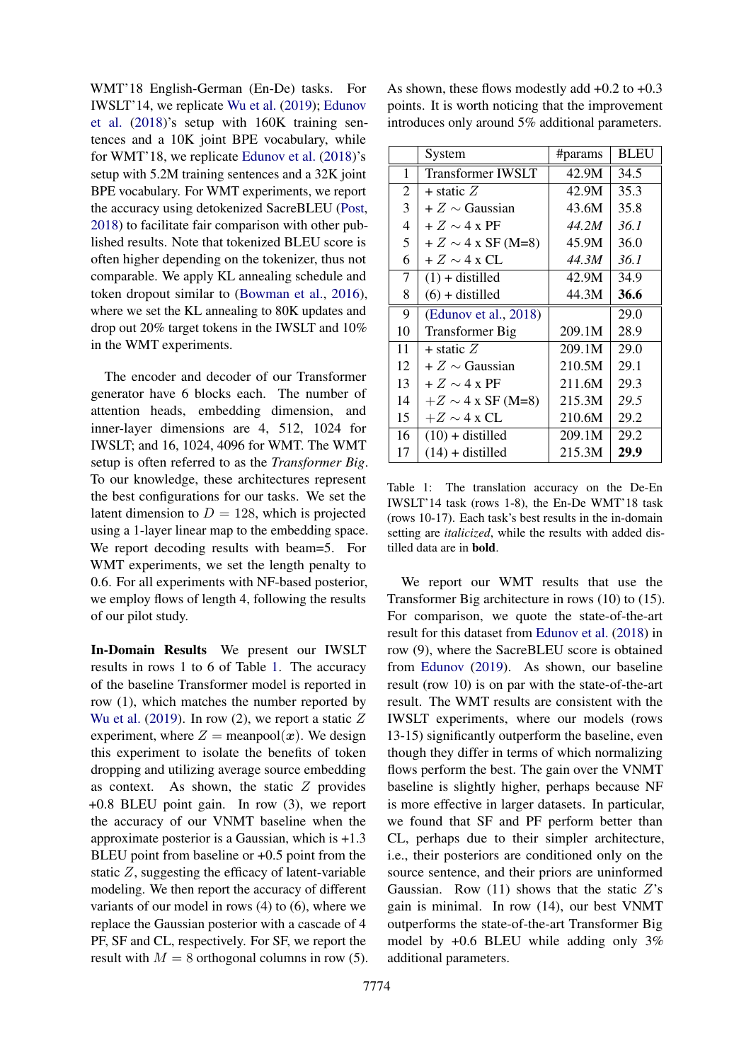WMT'18 English-German (En-De) tasks. For IWSLT'14, we replicate Wu et al. (2019); Edunov et al. (2018)'s setup with 160K training sentences and a 10K joint BPE vocabulary, while for WMT'18, we replicate Edunov et al. (2018)'s setup with 5.2M training sentences and a 32K joint BPE vocabulary. For WMT experiments, we report the accuracy using detokenized SacreBLEU (Post, 2018) to facilitate fair comparison with other published results. Note that tokenized BLEU score is often higher depending on the tokenizer, thus not comparable. We apply KL annealing schedule and token dropout similar to (Bowman et al., 2016), where we set the KL annealing to 80K updates and drop out 20% target tokens in the IWSLT and 10% in the WMT experiments.

The encoder and decoder of our Transformer generator have 6 blocks each. The number of attention heads, embedding dimension, and inner-layer dimensions are 4, 512, 1024 for IWSLT; and 16, 1024, 4096 for WMT. The WMT setup is often referred to as the *Transformer Big*. To our knowledge, these architectures represent the best configurations for our tasks. We set the latent dimension to $D = 128$, which is projected using a 1-layer linear map to the embedding space. We report decoding results with beam=5. For WMT experiments, we set the length penalty to 0.6. For all experiments with NF-based posterior, we employ flows of length 4, following the results of our pilot study.

**In-Domain Results** We present our IWSLT results in rows 1 to 6 of Table 1. The accuracy of the baseline Transformer model is reported in row (1), which matches the number reported by Wu et al. (2019). In row (2), we report a static $Z$ experiment, where $Z = \text{meanpool}(\boldsymbol{x})$. We design this experiment to isolate the benefits of token dropping and utilizing average source embedding as context. As shown, the static $Z$ provides +0.8 BLEU point gain. In row (3), we report the accuracy of our VNMT baseline when the approximate posterior is a Gaussian, which is +1.3 BLEU point from baseline or +0.5 point from the static $Z$, suggesting the efficacy of latent-variable modeling. We then report the accuracy of different variants of our model in rows (4) to (6), where we replace the Gaussian posterior with a cascade of 4 PF, SF and CL, respectively. For SF, we report the result with $M = 8$ orthogonal columns in row (5). As shown, these flows modestly add +0.2 to +0.3 points. It is worth noticing that the improvement introduces only around 5% additional parameters.

| | System | #params | BLEU |
|---|---|---|---|
| 1 | Transformer IWSLT | 42.9M | 34.5 |
| 2 | + static $Z$ | 42.9M | 35.3 |
| 3 | + $Z \sim$ Gaussian | 43.6M | 35.8 |
| 4 | + $Z \sim$ 4 x PF | *44.2M* | *36.1* |
| 5 | + $Z \sim$ 4 x SF (M=8) | 45.9M | 36.0 |
| 6 | + $Z \sim$ 4 x CL | *44.3M* | *36.1* |
| 7 | (1) + distilled | 42.9M | 34.9 |
| 8 | (6) + distilled | 44.3M | **36.6** |
| 9 | (Edunov et al., 2018) | | 29.0 |
| 10 | Transformer Big | 209.1M | 28.9 |
| 11 | + static $Z$ | 209.1M | 29.0 |
| 12 | + $Z \sim$ Gaussian | 210.5M | 29.1 |
| 13 | + $Z \sim$ 4 x PF | 211.6M | 29.3 |
| 14 | +$Z \sim$ 4 x SF (M=8) | 215.3M | *29.5* |
| 15 | +$Z \sim$ 4 x CL | 210.6M | 29.2 |
| 16 | (10) + distilled | 209.1M | 29.2 |
| 17 | (14) + distilled | 215.3M | **29.9** |

Table 1: The translation accuracy on the De-En IWSLT'14 task (rows 1-8), the En-De WMT'18 task (rows 10-17). Each task's best results in the in-domain setting are *italicized*, while the results with added distilled data are in **bold**.

We report our WMT results that use the Transformer Big architecture in rows (10) to (15). For comparison, we quote the state-of-the-art result for this dataset from Edunov et al. (2018) in row (9), where the SacreBLEU score is obtained from Edunov (2019). As shown, our baseline result (row 10) is on par with the state-of-the-art result. The WMT results are consistent with the IWSLT experiments, where our models (rows 13-15) significantly outperform the baseline, even though they differ in terms of which normalizing flows perform the best. The gain over the VNMT baseline is slightly higher, perhaps because NF is more effective in larger datasets. In particular, we found that SF and PF perform better than CL, perhaps due to their simpler architecture, i.e., their posteriors are conditioned only on the source sentence, and their priors are uninformed Gaussian. Row (11) shows that the static $Z$'s gain is minimal. In row (14), our best VNMT outperforms the state-of-the-art Transformer Big model by +0.6 BLEU while adding only 3% additional parameters.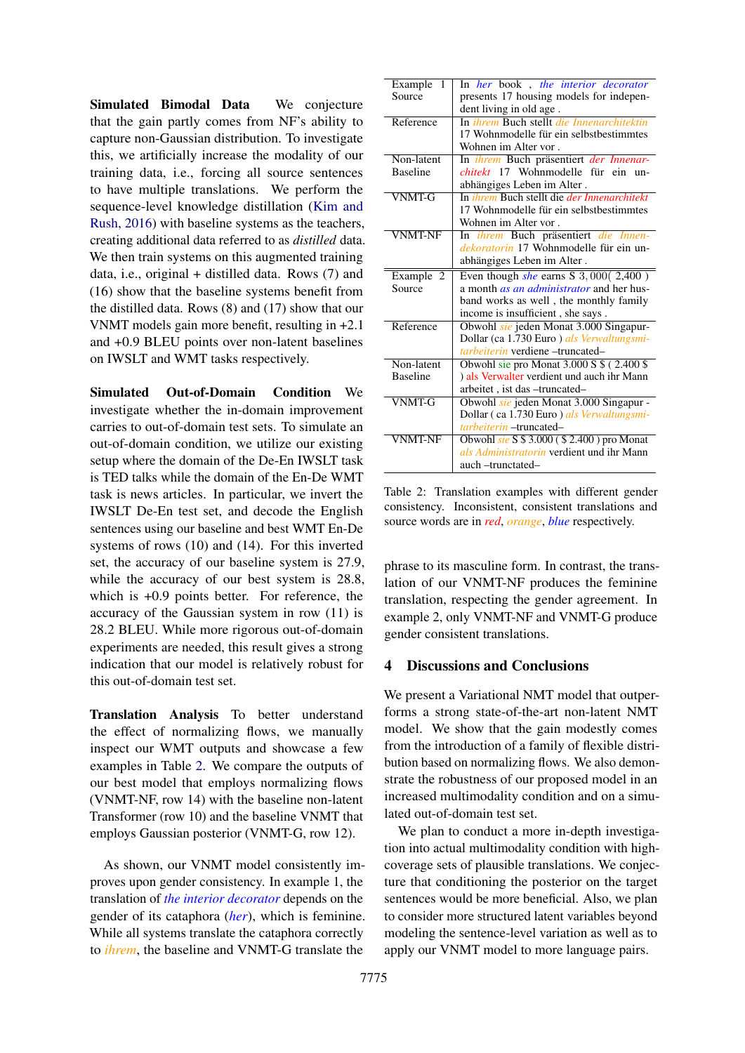**Simulated Bimodal Data** We conjecture that the gain partly comes from NF's ability to capture non-Gaussian distribution. To investigate this, we artificially increase the modality of our training data, i.e., forcing all source sentences to have multiple translations. We perform the sequence-level knowledge distillation (Kim and Rush, 2016) with baseline systems as the teachers, creating additional data referred to as *distilled* data. We then train systems on this augmented training data, i.e., original + distilled data. Rows (7) and (16) show that the baseline systems benefit from the distilled data. Rows (8) and (17) show that our VNMT models gain more benefit, resulting in +2.1 and +0.9 BLEU points over non-latent baselines on IWSLT and WMT tasks respectively.

**Simulated Out-of-Domain Condition** We investigate whether the in-domain improvement carries to out-of-domain test sets. To simulate an out-of-domain condition, we utilize our existing setup where the domain of the De-En IWSLT task is TED talks while the domain of the En-De WMT task is news articles. In particular, we invert the IWSLT De-En test set, and decode the English sentences using our baseline and best WMT En-De systems of rows (10) and (14). For this inverted set, the accuracy of our baseline system is 27.9, while the accuracy of our best system is 28.8, which is +0.9 points better. For reference, the accuracy of the Gaussian system in row (11) is 28.2 BLEU. While more rigorous out-of-domain experiments are needed, this result gives a strong indication that our model is relatively robust for this out-of-domain test set.

**Translation Analysis** To better understand the effect of normalizing flows, we manually inspect our WMT outputs and showcase a few examples in Table 2. We compare the outputs of our best model that employs normalizing flows (VNMT-NF, row 14) with the baseline non-latent Transformer (row 10) and the baseline VNMT that employs Gaussian posterior (VNMT-G, row 12).

As shown, our VNMT model consistently improves upon gender consistency. In example 1, the translation of *the interior decorator* depends on the gender of its cataphora (*her*), which is feminine. While all systems translate the cataphora correctly to *ihrem*, the baseline and VNMT-G translate the phrase to its masculine form. In contrast, the translation of our VNMT-NF produces the feminine translation, respecting the gender agreement. In example 2, only VNMT-NF and VNMT-G produce gender consistent translations.

| | |
|---|---|
| Example 1 Source | In *her* book , *the interior decorator* presents 17 housing models for independent living in old age . |
| Reference | In *ihrem* Buch stellt *die Innenarchitektin* 17 Wohnmodelle für ein selbstbestimmtes Wohnen im Alter vor . |
| Non-latent Baseline | In *ihrem* Buch präsentiert *der Innenarchitekt* 17 Wohnmodelle für ein unabhängiges Leben im Alter . |
| VNMT-G | In *ihrem* Buch stellt die *der Innenarchitekt* 17 Wohnmodelle für ein selbstbestimmtes Wohnen im Alter vor . |
| VNMT-NF | In *ihrem* Buch präsentiert *die Innendekoratorin* 17 Wohnmodelle für ein unabhängiges Leben im Alter . |
| Example 2 Source | Even though *she* earns S $3,000$( 2,400 ) a month *as an administrator* and her husband works as well , the monthly family income is insufficient , she says . |
| Reference | Obwohl *sie* jeden Monat 3.000 Singapur-Dollar (ca 1.730 Euro ) *als Verwaltungsmitarbeiterin* verdiene –truncated– |
| Non-latent Baseline | Obwohl sie pro Monat 3.000 S $ ( 2.400 $ ) *als Verwalter* verdient und auch ihr Mann arbeitet , ist das –truncated– |
| VNMT-G | Obwohl *sie* jeden Monat 3.000 Singapur - Dollar ( ca 1.730 Euro ) *als Verwaltungsmitarbeiterin* –truncated– |
| VNMT-NF | Obwohl *sie* S $ 3.000 ( $ 2.400 ) pro Monat *als Administratorin* verdient und ihr Mann auch –trunctated– |

Table 2: Translation examples with different gender consistency. Inconsistent, consistent translations and source words are in *red*, *orange*, *blue* respectively.

## 4 Discussions and Conclusions

We present a Variational NMT model that outperforms a strong state-of-the-art non-latent NMT model. We show that the gain modestly comes from the introduction of a family of flexible distribution based on normalizing flows. We also demonstrate the robustness of our proposed model in an increased multimodality condition and on a simulated out-of-domain test set.

We plan to conduct a more in-depth investigation into actual multimodality condition with high-coverage sets of plausible translations. We conjecture that conditioning the posterior on the target sentences would be more beneficial. Also, we plan to consider more structured latent variables beyond modeling the sentence-level variation as well as to apply our VNMT model to more language pairs.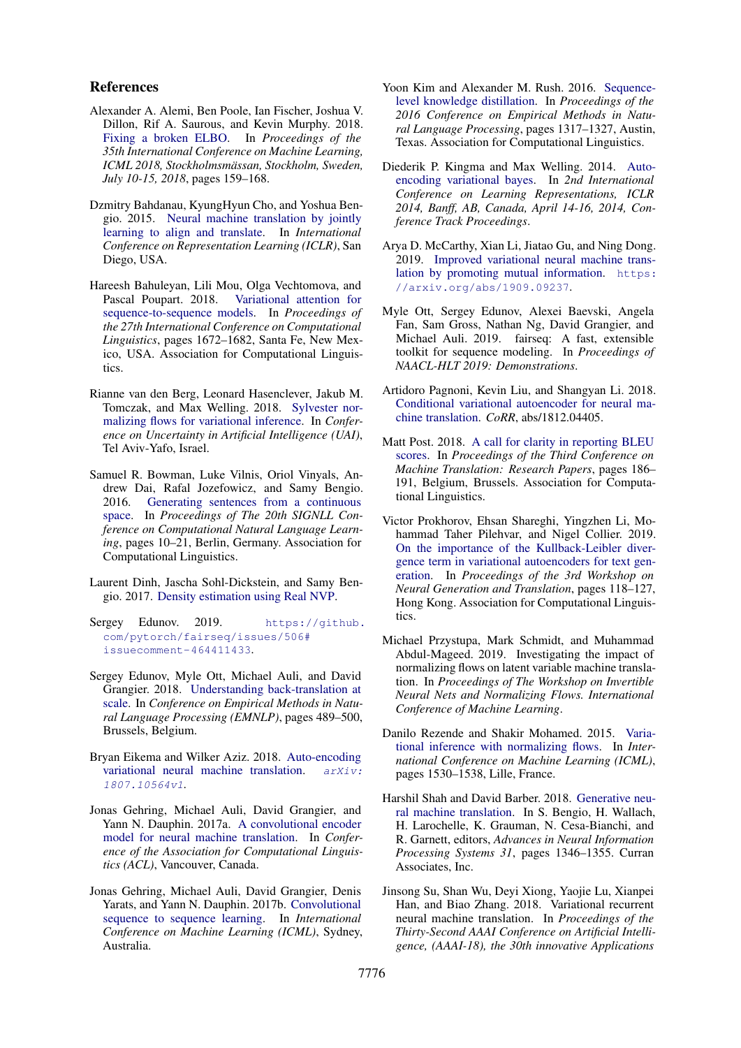## References

Alexander A. Alemi, Ben Poole, Ian Fischer, Joshua V. Dillon, Rif A. Saurous, and Kevin Murphy. 2018. Fixing a broken ELBO. In *Proceedings of the 35th International Conference on Machine Learning, ICML 2018, Stockholmsmässan, Stockholm, Sweden, July 10-15, 2018*, pages 159–168.

Dzmitry Bahdanau, KyungHyun Cho, and Yoshua Bengio. 2015. Neural machine translation by jointly learning to align and translate. In *International Conference on Representation Learning (ICLR)*, San Diego, USA.

Hareesh Bahuleyan, Lili Mou, Olga Vechtomova, and Pascal Poupart. 2018. Variational attention for sequence-to-sequence models. In *Proceedings of the 27th International Conference on Computational Linguistics*, pages 1672–1682, Santa Fe, New Mexico, USA. Association for Computational Linguistics.

Rianne van den Berg, Leonard Hasenclever, Jakub M. Tomczak, and Max Welling. 2018. Sylvester normalizing flows for variational inference. In *Conference on Uncertainty in Artificial Intelligence (UAI)*, Tel Aviv-Yafo, Israel.

Samuel R. Bowman, Luke Vilnis, Oriol Vinyals, Andrew Dai, Rafal Jozefowicz, and Samy Bengio. 2016. Generating sentences from a continuous space. In *Proceedings of The 20th SIGNLL Conference on Computational Natural Language Learning*, pages 10–21, Berlin, Germany. Association for Computational Linguistics.

Laurent Dinh, Jascha Sohl-Dickstein, and Samy Bengio. 2017. Density estimation using Real NVP.

Sergey Edunov. 2019. https://github.com/pytorch/fairseq/issues/506#issuecomment-464411433.

Sergey Edunov, Myle Ott, Michael Auli, and David Grangier. 2018. Understanding back-translation at scale. In *Conference on Empirical Methods in Natural Language Processing (EMNLP)*, pages 489–500, Brussels, Belgium.

Bryan Eikema and Wilker Aziz. 2018. Auto-encoding variational neural machine translation. *arXiv:1807.10564v1*.

Jonas Gehring, Michael Auli, David Grangier, and Yann N. Dauphin. 2017a. A convolutional encoder model for neural machine translation. In *Conference of the Association for Computational Linguistics (ACL)*, Vancouver, Canada.

Jonas Gehring, Michael Auli, David Grangier, Denis Yarats, and Yann N. Dauphin. 2017b. Convolutional sequence to sequence learning. In *International Conference on Machine Learning (ICML)*, Sydney, Australia.

Yoon Kim and Alexander M. Rush. 2016. Sequence-level knowledge distillation. In *Proceedings of the 2016 Conference on Empirical Methods in Natural Language Processing*, pages 1317–1327, Austin, Texas. Association for Computational Linguistics.

Diederik P. Kingma and Max Welling. 2014. Auto-encoding variational bayes. In *2nd International Conference on Learning Representations, ICLR 2014, Banff, AB, Canada, April 14-16, 2014, Conference Track Proceedings*.

Arya D. McCarthy, Xian Li, Jiatao Gu, and Ning Dong. 2019. Improved variational neural machine translation by promoting mutual information. https://arxiv.org/abs/1909.09237.

Myle Ott, Sergey Edunov, Alexei Baevski, Angela Fan, Sam Gross, Nathan Ng, David Grangier, and Michael Auli. 2019. fairseq: A fast, extensible toolkit for sequence modeling. In *Proceedings of NAACL-HLT 2019: Demonstrations*.

Artidoro Pagnoni, Kevin Liu, and Shangyan Li. 2018. Conditional variational autoencoder for neural machine translation. *CoRR*, abs/1812.04405.

Matt Post. 2018. A call for clarity in reporting BLEU scores. In *Proceedings of the Third Conference on Machine Translation: Research Papers*, pages 186–191, Belgium, Brussels. Association for Computational Linguistics.

Victor Prokhorov, Ehsan Shareghi, Yingzhen Li, Mohammad Taher Pilehvar, and Nigel Collier. 2019. On the importance of the Kullback-Leibler divergence term in variational autoencoders for text generation. In *Proceedings of the 3rd Workshop on Neural Generation and Translation*, pages 118–127, Hong Kong. Association for Computational Linguistics.

Michael Przystupa, Mark Schmidt, and Muhammad Abdul-Mageed. 2019. Investigating the impact of normalizing flows on latent variable machine translation. In *Proceedings of The Workshop on Invertible Neural Nets and Normalizing Flows. International Conference of Machine Learning*.

Danilo Rezende and Shakir Mohamed. 2015. Variational inference with normalizing flows. In *International Conference on Machine Learning (ICML)*, pages 1530–1538, Lille, France.

Harshil Shah and David Barber. 2018. Generative neural machine translation. In S. Bengio, H. Wallach, H. Larochelle, K. Grauman, N. Cesa-Bianchi, and R. Garnett, editors, *Advances in Neural Information Processing Systems 31*, pages 1346–1355. Curran Associates, Inc.

Jinsong Su, Shan Wu, Deyi Xiong, Yaojie Lu, Xianpei Han, and Biao Zhang. 2018. Variational recurrent neural machine translation. In *Proceedings of the Thirty-Second AAAI Conference on Artificial Intelligence, (AAAI-18), the 30th innovative Applications*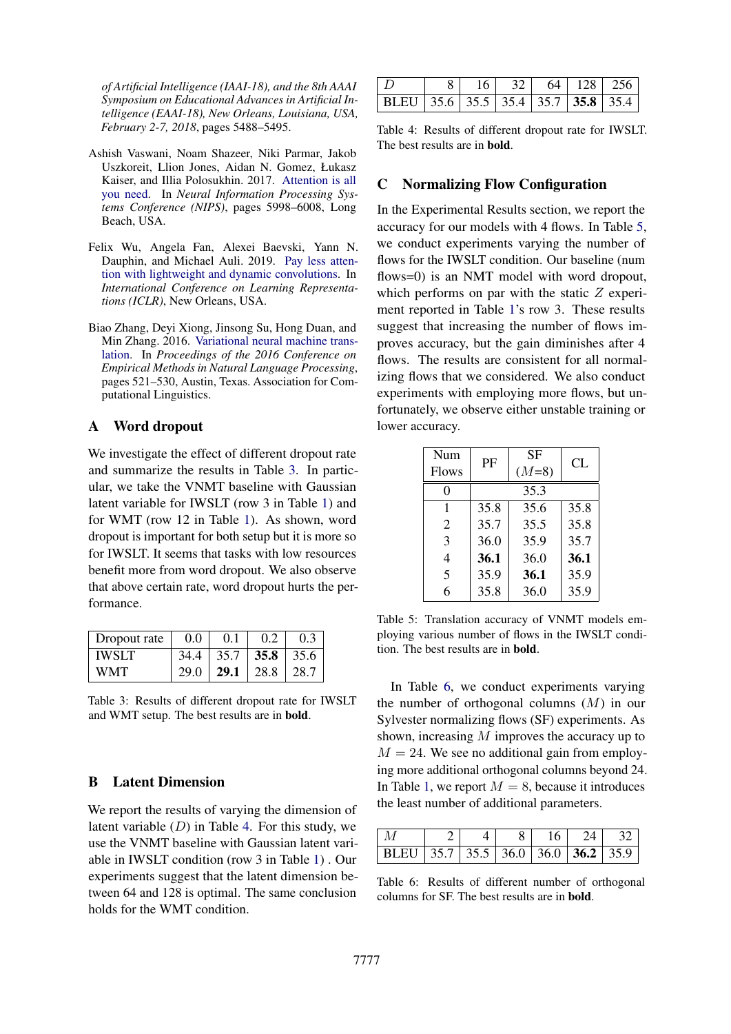*of Artificial Intelligence (IAAI-18), and the 8th AAAI Symposium on Educational Advances in Artificial Intelligence (EAAI-18), New Orleans, Louisiana, USA, February 2-7, 2018*, pages 5488–5495.

Ashish Vaswani, Noam Shazeer, Niki Parmar, Jakob Uszkoreit, Llion Jones, Aidan N. Gomez, Łukasz Kaiser, and Illia Polosukhin. 2017. Attention is all you need. In *Neural Information Processing Systems Conference (NIPS)*, pages 5998–6008, Long Beach, USA.

Felix Wu, Angela Fan, Alexei Baevski, Yann N. Dauphin, and Michael Auli. 2019. Pay less attention with lightweight and dynamic convolutions. In *International Conference on Learning Representations (ICLR)*, New Orleans, USA.

Biao Zhang, Deyi Xiong, Jinsong Su, Hong Duan, and Min Zhang. 2016. Variational neural machine translation. In *Proceedings of the 2016 Conference on Empirical Methods in Natural Language Processing*, pages 521–530, Austin, Texas. Association for Computational Linguistics.

## A Word dropout

We investigate the effect of different dropout rate and summarize the results in Table 3. In particular, we take the VNMT baseline with Gaussian latent variable for IWSLT (row 3 in Table 1) and for WMT (row 12 in Table 1). As shown, word dropout is important for both setup but it is more so for IWSLT. It seems that tasks with low resources benefit more from word dropout. We also observe that above certain rate, word dropout hurts the performance.

| Dropout rate | 0.0 | 0.1 | 0.2 | 0.3 |
|---|---|---|---|---|
| IWSLT | 34.4 | 35.7 | **35.8** | 35.6 |
| WMT | 29.0 | **29.1** | 28.8 | 28.7 |

Table 3: Results of different dropout rate for IWSLT and WMT setup. The best results are in **bold**.

## B Latent Dimension

We report the results of varying the dimension of latent variable ($D$) in Table 4. For this study, we use the VNMT baseline with Gaussian latent variable in IWSLT condition (row 3 in Table 1) . Our experiments suggest that the latent dimension between 64 and 128 is optimal. The same conclusion holds for the WMT condition.

| $D$ | 8 | 16 | 32 | 64 | 128 | 256 |
|---|---|---|---|---|---|---|
| BLEU | 35.6 | 35.5 | 35.4 | 35.7 | **35.8** | 35.4 |

Table 4: Results of different dropout rate for IWSLT. The best results are in **bold**.

## C Normalizing Flow Configuration

In the Experimental Results section, we report the accuracy for our models with 4 flows. In Table 5, we conduct experiments varying the number of flows for the IWSLT condition. Our baseline (num flows=0) is an NMT model with word dropout, which performs on par with the static $Z$ experiment reported in Table 1's row 3. These results suggest that increasing the number of flows improves accuracy, but the gain diminishes after 4 flows. The results are consistent for all normalizing flows that we considered. We also conduct experiments with employing more flows, but unfortunately, we observe either unstable training or lower accuracy.

| Num Flows | PF | SF ($M$=8) | CL |
|---|---|---|---|
| 0 | 35.3 | | |
| 1 | 35.8 | 35.6 | 35.8 |
| 2 | 35.7 | 35.5 | 35.8 |
| 3 | 36.0 | 35.9 | 35.7 |
| 4 | **36.1** | 36.0 | **36.1** |
| 5 | 35.9 | **36.1** | 35.9 |
| 6 | 35.8 | 36.0 | 35.9 |

Table 5: Translation accuracy of VNMT models employing various number of flows in the IWSLT condition. The best results are in **bold**.

In Table 6, we conduct experiments varying the number of orthogonal columns ($M$) in our Sylvester normalizing flows (SF) experiments. As shown, increasing $M$ improves the accuracy up to $M = 24$. We see no additional gain from employing more additional orthogonal columns beyond 24. In Table 1, we report $M = 8$, because it introduces the least number of additional parameters.

| $M$ | 2 | 4 | 8 | 16 | 24 | 32 |
|---|---|---|---|---|---|---|
| BLEU | 35.7 | 35.5 | 36.0 | 36.0 | **36.2** | 35.9 |

Table 6: Results of different number of orthogonal columns for SF. The best results are in **bold**.